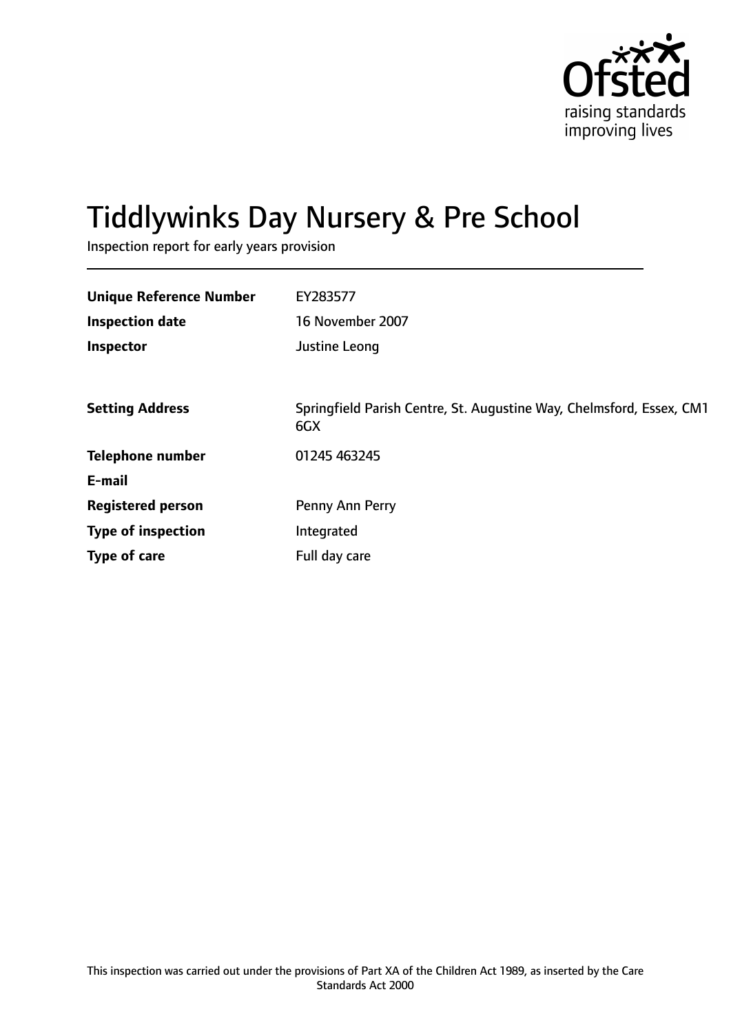# Tiddlywinks Day Nursery & Pre School

Inspection report for early years provision

| | |
|---|---|
| **Unique Reference Number** | EY283577 |
| **Inspection date** | 16 November 2007 |
| **Inspector** | Justine Leong |

| | |
|---|---|
| **Setting Address** | Springfield Parish Centre, St. Augustine Way, Chelmsford, Essex, CM1 6GX |
| **Telephone number** | 01245 463245 |
| **E-mail** | |
| **Registered person** | Penny Ann Perry |
| **Type of inspection** | Integrated |
| **Type of care** | Full day care |

This inspection was carried out under the provisions of Part XA of the Children Act 1989, as inserted by the Care Standards Act 2000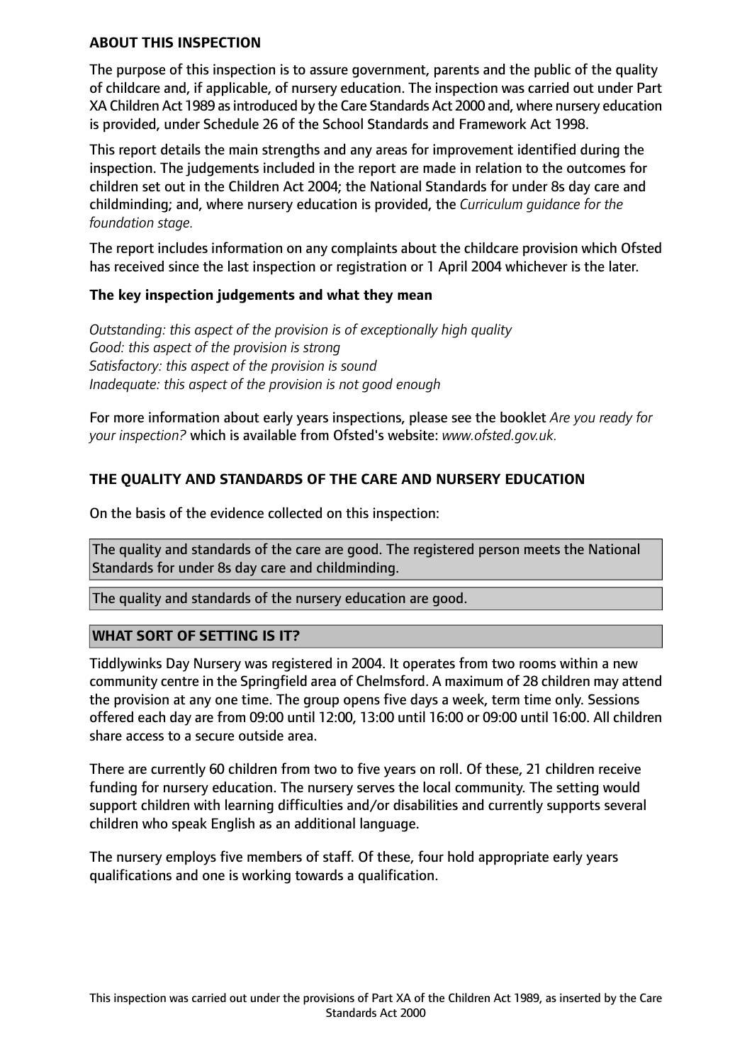## ABOUT THIS INSPECTION

The purpose of this inspection is to assure government, parents and the public of the quality of childcare and, if applicable, of nursery education. The inspection was carried out under Part XA Children Act 1989 as introduced by the Care Standards Act 2000 and, where nursery education is provided, under Schedule 26 of the School Standards and Framework Act 1998.

This report details the main strengths and any areas for improvement identified during the inspection. The judgements included in the report are made in relation to the outcomes for children set out in the Children Act 2004; the National Standards for under 8s day care and childminding; and, where nursery education is provided, the *Curriculum guidance for the foundation stage.*

The report includes information on any complaints about the childcare provision which Ofsted has received since the last inspection or registration or 1 April 2004 whichever is the later.

### The key inspection judgements and what they mean

*Outstanding: this aspect of the provision is of exceptionally high quality*
*Good: this aspect of the provision is strong*
*Satisfactory: this aspect of the provision is sound*
*Inadequate: this aspect of the provision is not good enough*

For more information about early years inspections, please see the booklet *Are you ready for your inspection?* which is available from Ofsted's website: *www.ofsted.gov.uk.*

## THE QUALITY AND STANDARDS OF THE CARE AND NURSERY EDUCATION

On the basis of the evidence collected on this inspection:

The quality and standards of the care are good. The registered person meets the National Standards for under 8s day care and childminding.

The quality and standards of the nursery education are good.

## WHAT SORT OF SETTING IS IT?

Tiddlywinks Day Nursery was registered in 2004. It operates from two rooms within a new community centre in the Springfield area of Chelmsford. A maximum of 28 children may attend the provision at any one time. The group opens five days a week, term time only. Sessions offered each day are from 09:00 until 12:00, 13:00 until 16:00 or 09:00 until 16:00. All children share access to a secure outside area.

There are currently 60 children from two to five years on roll. Of these, 21 children receive funding for nursery education. The nursery serves the local community. The setting would support children with learning difficulties and/or disabilities and currently supports several children who speak English as an additional language.

The nursery employs five members of staff. Of these, four hold appropriate early years qualifications and one is working towards a qualification.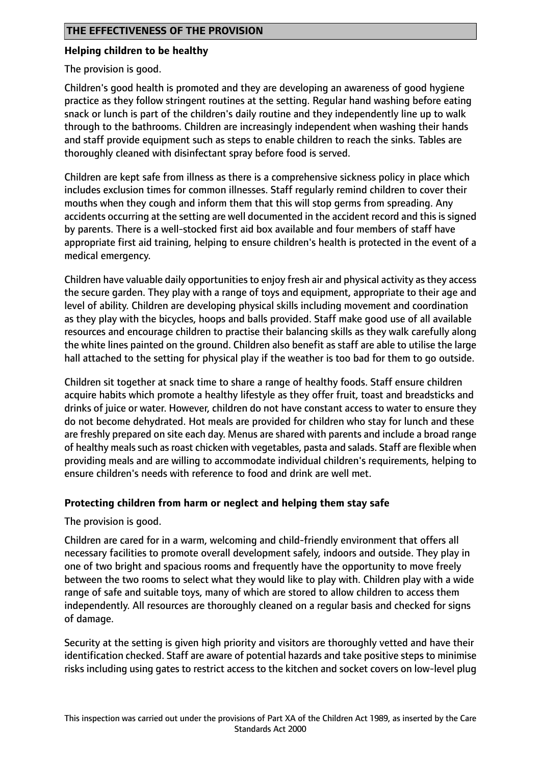## THE EFFECTIVENESS OF THE PROVISION

### Helping children to be healthy

The provision is good.

Children's good health is promoted and they are developing an awareness of good hygiene practice as they follow stringent routines at the setting. Regular hand washing before eating snack or lunch is part of the children's daily routine and they independently line up to walk through to the bathrooms. Children are increasingly independent when washing their hands and staff provide equipment such as steps to enable children to reach the sinks. Tables are thoroughly cleaned with disinfectant spray before food is served.

Children are kept safe from illness as there is a comprehensive sickness policy in place which includes exclusion times for common illnesses. Staff regularly remind children to cover their mouths when they cough and inform them that this will stop germs from spreading. Any accidents occurring at the setting are well documented in the accident record and this is signed by parents. There is a well-stocked first aid box available and four members of staff have appropriate first aid training, helping to ensure children's health is protected in the event of a medical emergency.

Children have valuable daily opportunities to enjoy fresh air and physical activity as they access the secure garden. They play with a range of toys and equipment, appropriate to their age and level of ability. Children are developing physical skills including movement and coordination as they play with the bicycles, hoops and balls provided. Staff make good use of all available resources and encourage children to practise their balancing skills as they walk carefully along the white lines painted on the ground. Children also benefit as staff are able to utilise the large hall attached to the setting for physical play if the weather is too bad for them to go outside.

Children sit together at snack time to share a range of healthy foods. Staff ensure children acquire habits which promote a healthy lifestyle as they offer fruit, toast and breadsticks and drinks of juice or water. However, children do not have constant access to water to ensure they do not become dehydrated. Hot meals are provided for children who stay for lunch and these are freshly prepared on site each day. Menus are shared with parents and include a broad range of healthy meals such as roast chicken with vegetables, pasta and salads. Staff are flexible when providing meals and are willing to accommodate individual children's requirements, helping to ensure children's needs with reference to food and drink are well met.

### Protecting children from harm or neglect and helping them stay safe

The provision is good.

Children are cared for in a warm, welcoming and child-friendly environment that offers all necessary facilities to promote overall development safely, indoors and outside. They play in one of two bright and spacious rooms and frequently have the opportunity to move freely between the two rooms to select what they would like to play with. Children play with a wide range of safe and suitable toys, many of which are stored to allow children to access them independently. All resources are thoroughly cleaned on a regular basis and checked for signs of damage.

Security at the setting is given high priority and visitors are thoroughly vetted and have their identification checked. Staff are aware of potential hazards and take positive steps to minimise risks including using gates to restrict access to the kitchen and socket covers on low-level plug

This inspection was carried out under the provisions of Part XA of the Children Act 1989, as inserted by the Care Standards Act 2000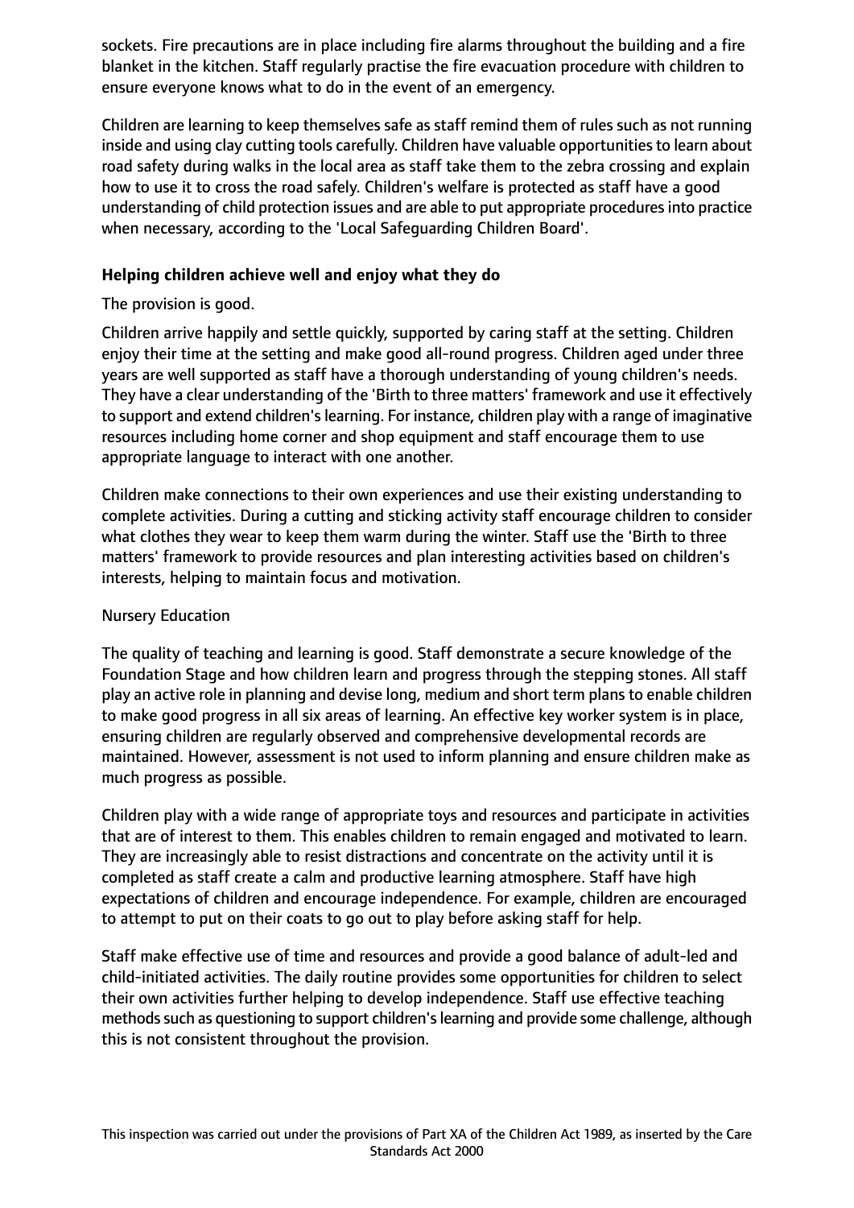sockets. Fire precautions are in place including fire alarms throughout the building and a fire blanket in the kitchen. Staff regularly practise the fire evacuation procedure with children to ensure everyone knows what to do in the event of an emergency.

Children are learning to keep themselves safe as staff remind them of rules such as not running inside and using clay cutting tools carefully. Children have valuable opportunities to learn about road safety during walks in the local area as staff take them to the zebra crossing and explain how to use it to cross the road safely. Children's welfare is protected as staff have a good understanding of child protection issues and are able to put appropriate procedures into practice when necessary, according to the 'Local Safeguarding Children Board'.

**Helping children achieve well and enjoy what they do**

The provision is good.

Children arrive happily and settle quickly, supported by caring staff at the setting. Children enjoy their time at the setting and make good all-round progress. Children aged under three years are well supported as staff have a thorough understanding of young children's needs. They have a clear understanding of the 'Birth to three matters' framework and use it effectively to support and extend children's learning. For instance, children play with a range of imaginative resources including home corner and shop equipment and staff encourage them to use appropriate language to interact with one another.

Children make connections to their own experiences and use their existing understanding to complete activities. During a cutting and sticking activity staff encourage children to consider what clothes they wear to keep them warm during the winter. Staff use the 'Birth to three matters' framework to provide resources and plan interesting activities based on children's interests, helping to maintain focus and motivation.

Nursery Education

The quality of teaching and learning is good. Staff demonstrate a secure knowledge of the Foundation Stage and how children learn and progress through the stepping stones. All staff play an active role in planning and devise long, medium and short term plans to enable children to make good progress in all six areas of learning. An effective key worker system is in place, ensuring children are regularly observed and comprehensive developmental records are maintained. However, assessment is not used to inform planning and ensure children make as much progress as possible.

Children play with a wide range of appropriate toys and resources and participate in activities that are of interest to them. This enables children to remain engaged and motivated to learn. They are increasingly able to resist distractions and concentrate on the activity until it is completed as staff create a calm and productive learning atmosphere. Staff have high expectations of children and encourage independence. For example, children are encouraged to attempt to put on their coats to go out to play before asking staff for help.

Staff make effective use of time and resources and provide a good balance of adult-led and child-initiated activities. The daily routine provides some opportunities for children to select their own activities further helping to develop independence. Staff use effective teaching methods such as questioning to support children's learning and provide some challenge, although this is not consistent throughout the provision.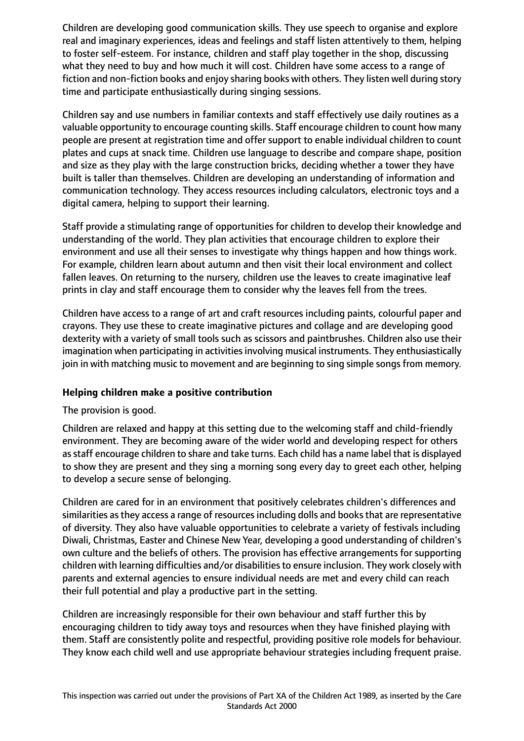Children are developing good communication skills. They use speech to organise and explore real and imaginary experiences, ideas and feelings and staff listen attentively to them, helping to foster self-esteem. For instance, children and staff play together in the shop, discussing what they need to buy and how much it will cost. Children have some access to a range of fiction and non-fiction books and enjoy sharing books with others. They listen well during story time and participate enthusiastically during singing sessions.

Children say and use numbers in familiar contexts and staff effectively use daily routines as a valuable opportunity to encourage counting skills. Staff encourage children to count how many people are present at registration time and offer support to enable individual children to count plates and cups at snack time. Children use language to describe and compare shape, position and size as they play with the large construction bricks, deciding whether a tower they have built is taller than themselves. Children are developing an understanding of information and communication technology. They access resources including calculators, electronic toys and a digital camera, helping to support their learning.

Staff provide a stimulating range of opportunities for children to develop their knowledge and understanding of the world. They plan activities that encourage children to explore their environment and use all their senses to investigate why things happen and how things work. For example, children learn about autumn and then visit their local environment and collect fallen leaves. On returning to the nursery, children use the leaves to create imaginative leaf prints in clay and staff encourage them to consider why the leaves fell from the trees.

Children have access to a range of art and craft resources including paints, colourful paper and crayons. They use these to create imaginative pictures and collage and are developing good dexterity with a variety of small tools such as scissors and paintbrushes. Children also use their imagination when participating in activities involving musical instruments. They enthusiastically join in with matching music to movement and are beginning to sing simple songs from memory.

### Helping children make a positive contribution

The provision is good.

Children are relaxed and happy at this setting due to the welcoming staff and child-friendly environment. They are becoming aware of the wider world and developing respect for others as staff encourage children to share and take turns. Each child has a name label that is displayed to show they are present and they sing a morning song every day to greet each other, helping to develop a secure sense of belonging.

Children are cared for in an environment that positively celebrates children's differences and similarities as they access a range of resources including dolls and books that are representative of diversity. They also have valuable opportunities to celebrate a variety of festivals including Diwali, Christmas, Easter and Chinese New Year, developing a good understanding of children's own culture and the beliefs of others. The provision has effective arrangements for supporting children with learning difficulties and/or disabilities to ensure inclusion. They work closely with parents and external agencies to ensure individual needs are met and every child can reach their full potential and play a productive part in the setting.

Children are increasingly responsible for their own behaviour and staff further this by encouraging children to tidy away toys and resources when they have finished playing with them. Staff are consistently polite and respectful, providing positive role models for behaviour. They know each child well and use appropriate behaviour strategies including frequent praise.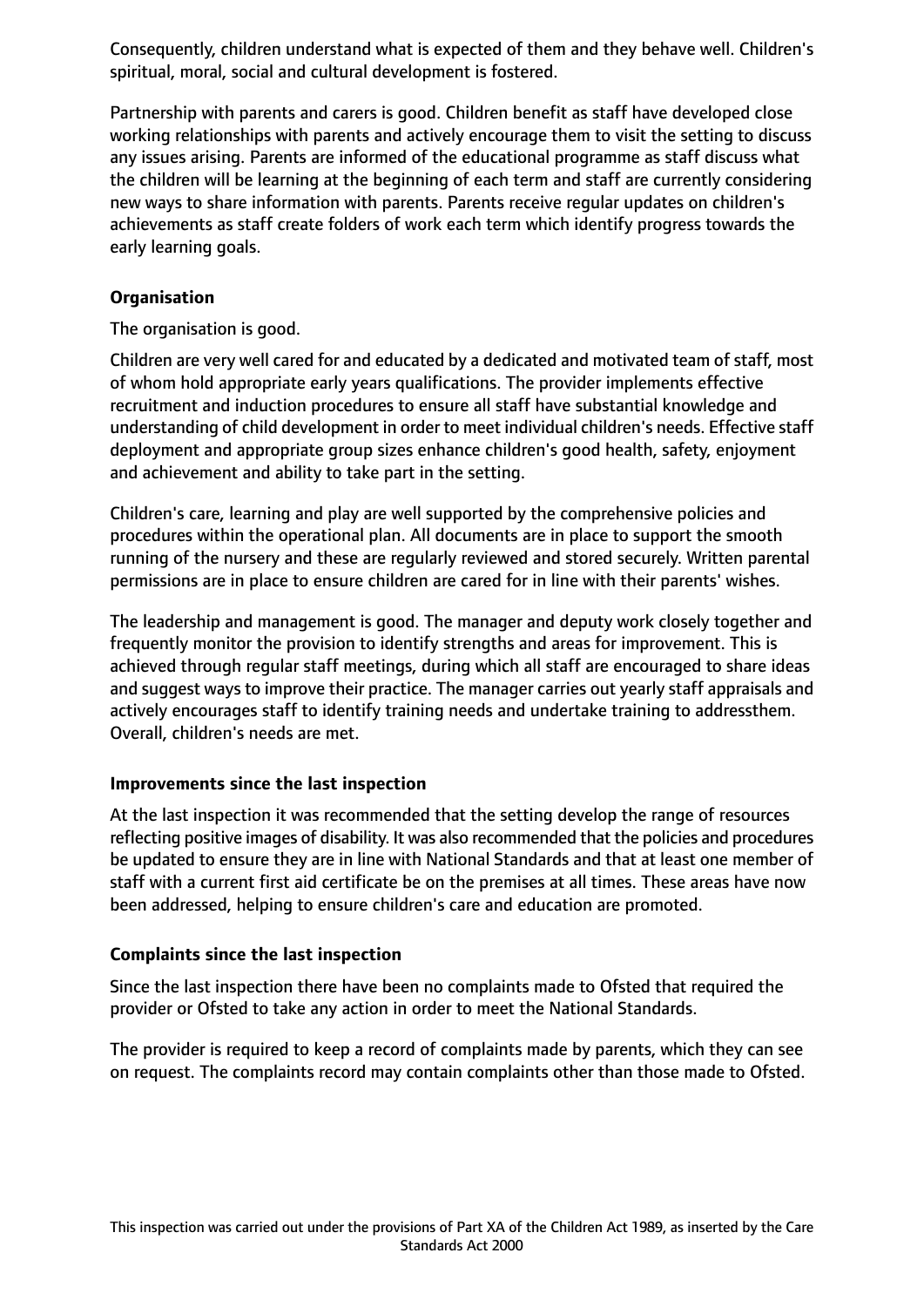Consequently, children understand what is expected of them and they behave well. Children's spiritual, moral, social and cultural development is fostered.

Partnership with parents and carers is good. Children benefit as staff have developed close working relationships with parents and actively encourage them to visit the setting to discuss any issues arising. Parents are informed of the educational programme as staff discuss what the children will be learning at the beginning of each term and staff are currently considering new ways to share information with parents. Parents receive regular updates on children's achievements as staff create folders of work each term which identify progress towards the early learning goals.

**Organisation**

The organisation is good.

Children are very well cared for and educated by a dedicated and motivated team of staff, most of whom hold appropriate early years qualifications. The provider implements effective recruitment and induction procedures to ensure all staff have substantial knowledge and understanding of child development in order to meet individual children's needs. Effective staff deployment and appropriate group sizes enhance children's good health, safety, enjoyment and achievement and ability to take part in the setting.

Children's care, learning and play are well supported by the comprehensive policies and procedures within the operational plan. All documents are in place to support the smooth running of the nursery and these are regularly reviewed and stored securely. Written parental permissions are in place to ensure children are cared for in line with their parents' wishes.

The leadership and management is good. The manager and deputy work closely together and frequently monitor the provision to identify strengths and areas for improvement. This is achieved through regular staff meetings, during which all staff are encouraged to share ideas and suggest ways to improve their practice. The manager carries out yearly staff appraisals and actively encourages staff to identify training needs and undertake training to addressthem. Overall, children's needs are met.

**Improvements since the last inspection**

At the last inspection it was recommended that the setting develop the range of resources reflecting positive images of disability. It was also recommended that the policies and procedures be updated to ensure they are in line with National Standards and that at least one member of staff with a current first aid certificate be on the premises at all times. These areas have now been addressed, helping to ensure children's care and education are promoted.

**Complaints since the last inspection**

Since the last inspection there have been no complaints made to Ofsted that required the provider or Ofsted to take any action in order to meet the National Standards.

The provider is required to keep a record of complaints made by parents, which they can see on request. The complaints record may contain complaints other than those made to Ofsted.

This inspection was carried out under the provisions of Part XA of the Children Act 1989, as inserted by the Care Standards Act 2000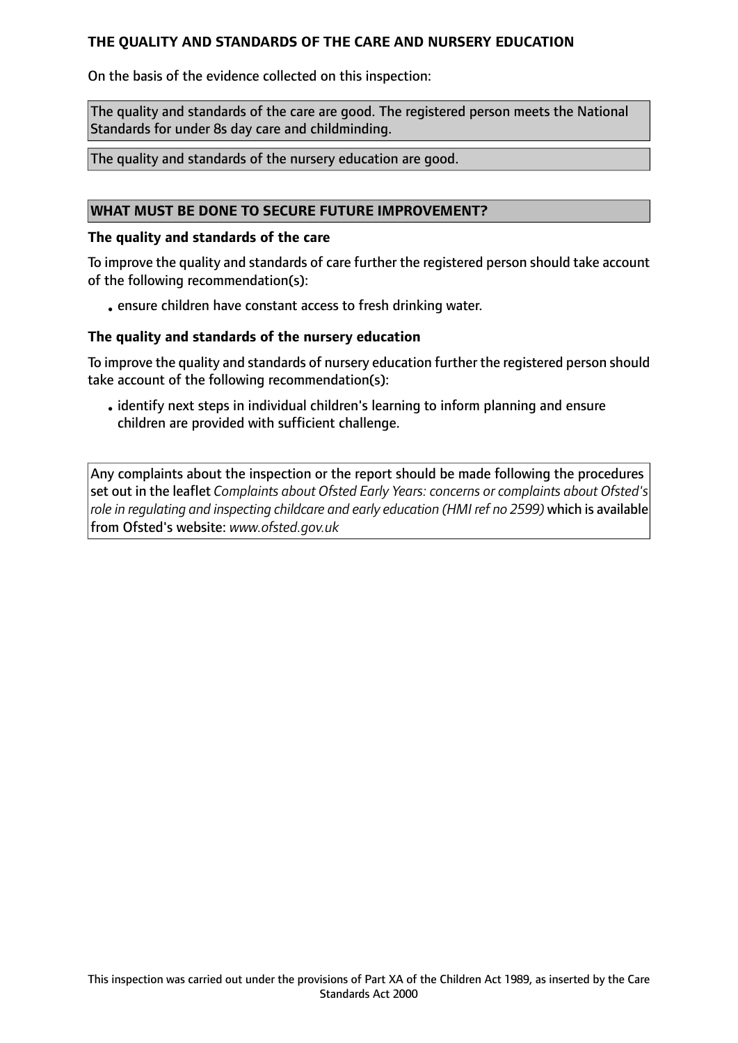## THE QUALITY AND STANDARDS OF THE CARE AND NURSERY EDUCATION

On the basis of the evidence collected on this inspection:

The quality and standards of the care are good. The registered person meets the National Standards for under 8s day care and childminding.

The quality and standards of the nursery education are good.

## WHAT MUST BE DONE TO SECURE FUTURE IMPROVEMENT?

### The quality and standards of the care

To improve the quality and standards of care further the registered person should take account of the following recommendation(s):

- ensure children have constant access to fresh drinking water.

### The quality and standards of the nursery education

To improve the quality and standards of nursery education further the registered person should take account of the following recommendation(s):

- identify next steps in individual children's learning to inform planning and ensure children are provided with sufficient challenge.

Any complaints about the inspection or the report should be made following the procedures set out in the leaflet *Complaints about Ofsted Early Years: concerns or complaints about Ofsted's role in regulating and inspecting childcare and early education (HMI ref no 2599)* which is available from Ofsted's website: *www.ofsted.gov.uk*

This inspection was carried out under the provisions of Part XA of the Children Act 1989, as inserted by the Care Standards Act 2000